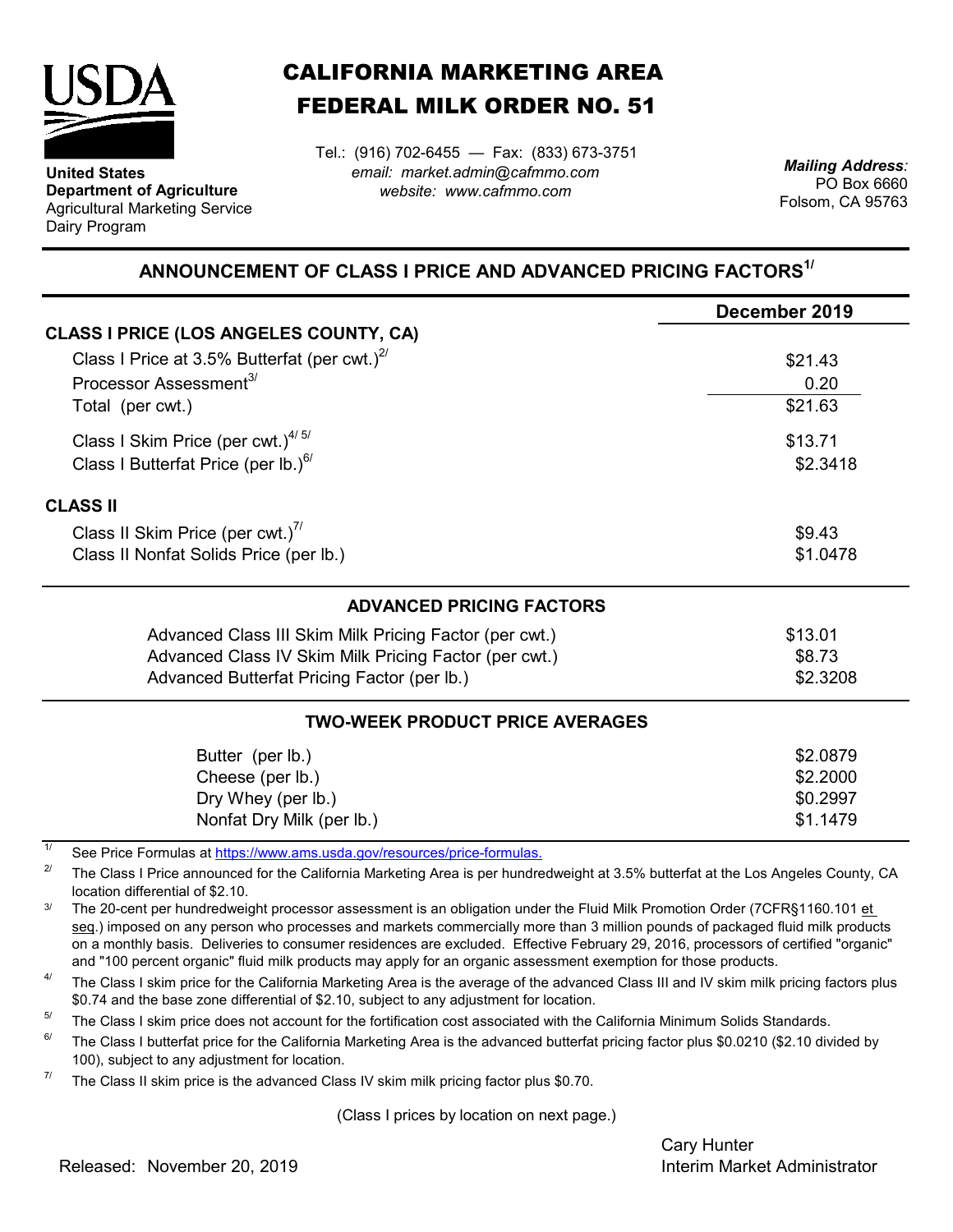**United States Department of Agriculture**
Agricultural Marketing Service
Dairy Program

# CALIFORNIA MARKETING AREA
# FEDERAL MILK ORDER NO. 51

Tel.: (916) 702-6455 — Fax: (833) 673-3751
*email: market.admin@cafmmo.com*
*website: www.cafmmo.com*

***Mailing Address:***
PO Box 6660
Folsom, CA 95763

## ANNOUNCEMENT OF CLASS I PRICE AND ADVANCED PRICING FACTORS[1/]

| | December 2019 |
|---|---|
| **CLASS I PRICE (LOS ANGELES COUNTY, CA)** | |
| Class I Price at 3.5% Butterfat (per cwt.)[2/] | $21.43 |
| Processor Assessment[3/] | 0.20 |
| Total (per cwt.) | $21.63 |
| Class I Skim Price (per cwt.)[4/ 5/] | $13.71 |
| Class I Butterfat Price (per lb.)[6/] | $2.3418 |
| **CLASS II** | |
| Class II Skim Price (per cwt.)[7/] | $9.43 |
| Class II Nonfat Solids Price (per lb.) | $1.0478 |

### ADVANCED PRICING FACTORS

| | |
|---|---|
| Advanced Class III Skim Milk Pricing Factor (per cwt.) | $13.01 |
| Advanced Class IV Skim Milk Pricing Factor (per cwt.) | $8.73 |
| Advanced Butterfat Pricing Factor (per lb.) | $2.3208 |

### TWO-WEEK PRODUCT PRICE AVERAGES

| | |
|---|---|
| Butter (per lb.) | $2.0879 |
| Cheese (per lb.) | $2.2000 |
| Dry Whey (per lb.) | $0.2997 |
| Nonfat Dry Milk (per lb.) | $1.1479 |

[1/] See Price Formulas at https://www.ams.usda.gov/resources/price-formulas.

[2/] The Class I Price announced for the California Marketing Area is per hundredweight at 3.5% butterfat at the Los Angeles County, CA location differential of $2.10.

[3/] The 20-cent per hundredweight processor assessment is an obligation under the Fluid Milk Promotion Order (7CFR§1160.101 et seq.) imposed on any person who processes and markets commercially more than 3 million pounds of packaged fluid milk products on a monthly basis. Deliveries to consumer residences are excluded. Effective February 29, 2016, processors of certified "organic" and "100 percent organic" fluid milk products may apply for an organic assessment exemption for those products.

[4/] The Class I skim price for the California Marketing Area is the average of the advanced Class III and IV skim milk pricing factors plus $0.74 and the base zone differential of $2.10, subject to any adjustment for location.

[5/] The Class I skim price does not account for the fortification cost associated with the California Minimum Solids Standards.

[6/] The Class I butterfat price for the California Marketing Area is the advanced butterfat pricing factor plus $0.0210 ($2.10 divided by 100), subject to any adjustment for location.

[7/] The Class II skim price is the advanced Class IV skim milk pricing factor plus $0.70.

(Class I prices by location on next page.)

Released: November 20, 2019

Cary Hunter
Interim Market Administrator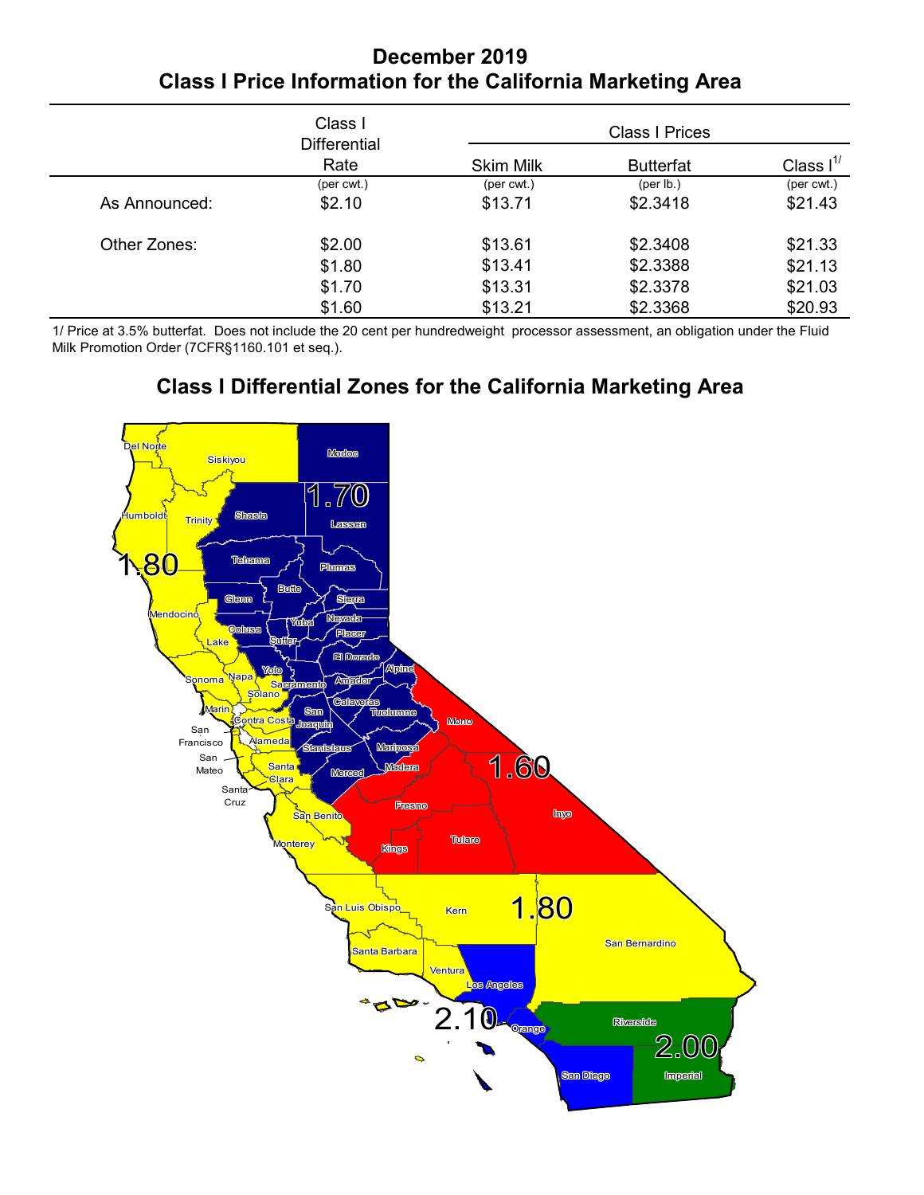## December 2019
## Class I Price Information for the California Marketing Area

| | Class I Differential Rate | Class I Prices | | |
|---|---|---|---|---|
| | | Skim Milk | Butterfat | Class I[1/] |
| | (per cwt.) | (per cwt.) | (per lb.) | (per cwt.) |
| As Announced: | $2.10 | $13.71 | $2.3418 | $21.43 |
| Other Zones: | $2.00 | $13.61 | $2.3408 | $21.33 |
| | $1.80 | $13.41 | $2.3388 | $21.13 |
| | $1.70 | $13.31 | $2.3378 | $21.03 |
| | $1.60 | $13.21 | $2.3368 | $20.93 |

1/ Price at 3.5% butterfat. Does not include the 20 cent per hundredweight processor assessment, an obligation under the Fluid Milk Promotion Order (7CFR§1160.101 et seq.).

## Class I Differential Zones for the California Marketing Area

1.70
1.80
1.60
1.80
2.10
2.00

Del Norte, Siskiyou, Modoc, Humboldt, Trinity, Shasta, Lassen, Tehama, Plumas, Butte, Glenn, Sierra, Mendocino, Yuba, Nevada, Colusa, Placer, Lake, Sutter, El Dorado, Yolo, Alpine, Napa, Sonoma, Sacramento, Amador, Solano, Calaveras, Marin, San Joaquin, Tuolumne, Mono, San Francisco, Contra Costa, Alameda, Stanislaus, Mariposa, San Mateo, Santa Clara, Merced, Madera, Santa Cruz, Fresno, San Benito, Inyo, Monterey, Kings, Tulare, San Luis Obispo, Kern, San Bernardino, Santa Barbara, Ventura, Los Angeles, Orange, Riverside, San Diego, Imperial